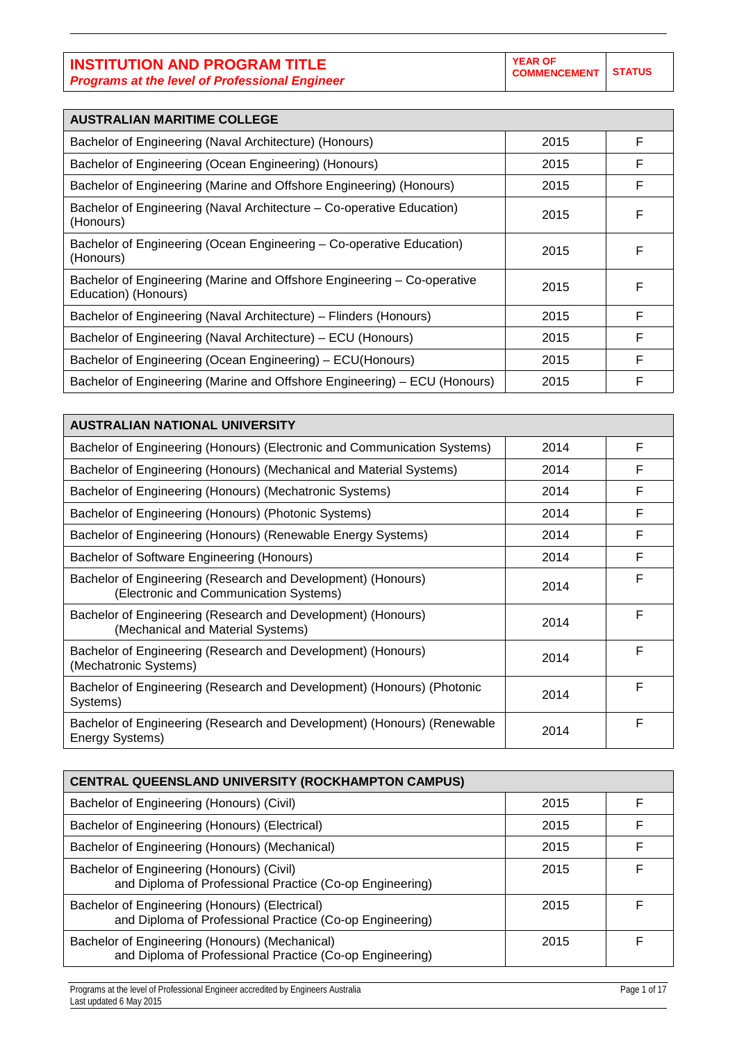| INSTITUTION AND PROGRAM TITLE *Programs at the level of Professional Engineer* | YEAR OF COMMENCEMENT | STATUS |
|---|---|---|
| **AUSTRALIAN MARITIME COLLEGE** | | |
| Bachelor of Engineering (Naval Architecture) (Honours) | 2015 | F |
| Bachelor of Engineering (Ocean Engineering) (Honours) | 2015 | F |
| Bachelor of Engineering (Marine and Offshore Engineering) (Honours) | 2015 | F |
| Bachelor of Engineering (Naval Architecture – Co-operative Education) (Honours) | 2015 | F |
| Bachelor of Engineering (Ocean Engineering – Co-operative Education) (Honours) | 2015 | F |
| Bachelor of Engineering (Marine and Offshore Engineering – Co-operative Education) (Honours) | 2015 | F |
| Bachelor of Engineering (Naval Architecture) – Flinders (Honours) | 2015 | F |
| Bachelor of Engineering (Naval Architecture) – ECU (Honours) | 2015 | F |
| Bachelor of Engineering (Ocean Engineering) – ECU(Honours) | 2015 | F |
| Bachelor of Engineering (Marine and Offshore Engineering) – ECU (Honours) | 2015 | F |
| **AUSTRALIAN NATIONAL UNIVERSITY** | | |
| Bachelor of Engineering (Honours) (Electronic and Communication Systems) | 2014 | F |
| Bachelor of Engineering (Honours) (Mechanical and Material Systems) | 2014 | F |
| Bachelor of Engineering (Honours) (Mechatronic Systems) | 2014 | F |
| Bachelor of Engineering (Honours) (Photonic Systems) | 2014 | F |
| Bachelor of Engineering (Honours) (Renewable Energy Systems) | 2014 | F |
| Bachelor of Software Engineering (Honours) | 2014 | F |
| Bachelor of Engineering (Research and Development) (Honours) (Electronic and Communication Systems) | 2014 | F |
| Bachelor of Engineering (Research and Development) (Honours) (Mechanical and Material Systems) | 2014 | F |
| Bachelor of Engineering (Research and Development) (Honours) (Mechatronic Systems) | 2014 | F |
| Bachelor of Engineering (Research and Development) (Honours) (Photonic Systems) | 2014 | F |
| Bachelor of Engineering (Research and Development) (Honours) (Renewable Energy Systems) | 2014 | F |
| **CENTRAL QUEENSLAND UNIVERSITY (ROCKHAMPTON CAMPUS)** | | |
| Bachelor of Engineering (Honours) (Civil) | 2015 | F |
| Bachelor of Engineering (Honours) (Electrical) | 2015 | F |
| Bachelor of Engineering (Honours) (Mechanical) | 2015 | F |
| Bachelor of Engineering (Honours) (Civil) and Diploma of Professional Practice (Co-op Engineering) | 2015 | F |
| Bachelor of Engineering (Honours) (Electrical) and Diploma of Professional Practice (Co-op Engineering) | 2015 | F |
| Bachelor of Engineering (Honours) (Mechanical) and Diploma of Professional Practice (Co-op Engineering) | 2015 | F |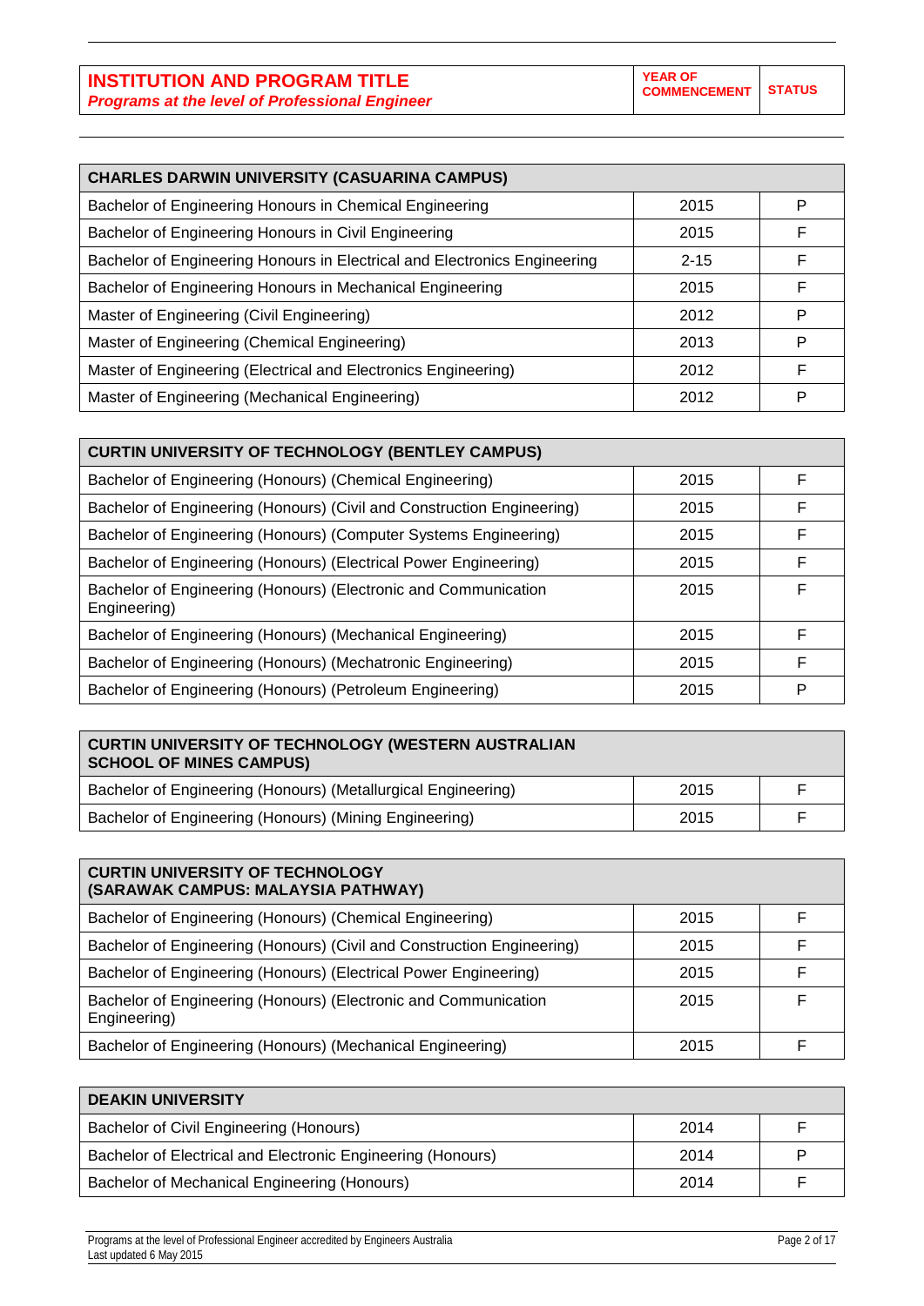| INSTITUTION AND PROGRAM TITLE<br>*Programs at the level of Professional Engineer* | YEAR OF COMMENCEMENT | STATUS |
| --- | --- | --- |

| CHARLES DARWIN UNIVERSITY (CASUARINA CAMPUS) | | |
| --- | --- | --- |
| Bachelor of Engineering Honours in Chemical Engineering | 2015 | P |
| Bachelor of Engineering Honours in Civil Engineering | 2015 | F |
| Bachelor of Engineering Honours in Electrical and Electronics Engineering | 2-15 | F |
| Bachelor of Engineering Honours in Mechanical Engineering | 2015 | F |
| Master of Engineering (Civil Engineering) | 2012 | P |
| Master of Engineering (Chemical Engineering) | 2013 | P |
| Master of Engineering (Electrical and Electronics Engineering) | 2012 | F |
| Master of Engineering (Mechanical Engineering) | 2012 | P |

| CURTIN UNIVERSITY OF TECHNOLOGY (BENTLEY CAMPUS) | | |
| --- | --- | --- |
| Bachelor of Engineering (Honours) (Chemical Engineering) | 2015 | F |
| Bachelor of Engineering (Honours) (Civil and Construction Engineering) | 2015 | F |
| Bachelor of Engineering (Honours) (Computer Systems Engineering) | 2015 | F |
| Bachelor of Engineering (Honours) (Electrical Power Engineering) | 2015 | F |
| Bachelor of Engineering (Honours) (Electronic and Communication Engineering) | 2015 | F |
| Bachelor of Engineering (Honours) (Mechanical Engineering) | 2015 | F |
| Bachelor of Engineering (Honours) (Mechatronic Engineering) | 2015 | F |
| Bachelor of Engineering (Honours) (Petroleum Engineering) | 2015 | P |

| CURTIN UNIVERSITY OF TECHNOLOGY (WESTERN AUSTRALIAN SCHOOL OF MINES CAMPUS) | | |
| --- | --- | --- |
| Bachelor of Engineering (Honours) (Metallurgical Engineering) | 2015 | F |
| Bachelor of Engineering (Honours) (Mining Engineering) | 2015 | F |

| CURTIN UNIVERSITY OF TECHNOLOGY (SARAWAK CAMPUS: MALAYSIA PATHWAY) | | |
| --- | --- | --- |
| Bachelor of Engineering (Honours) (Chemical Engineering) | 2015 | F |
| Bachelor of Engineering (Honours) (Civil and Construction Engineering) | 2015 | F |
| Bachelor of Engineering (Honours) (Electrical Power Engineering) | 2015 | F |
| Bachelor of Engineering (Honours) (Electronic and Communication Engineering) | 2015 | F |
| Bachelor of Engineering (Honours) (Mechanical Engineering) | 2015 | F |

| DEAKIN UNIVERSITY | | |
| --- | --- | --- |
| Bachelor of Civil Engineering (Honours) | 2014 | F |
| Bachelor of Electrical and Electronic Engineering (Honours) | 2014 | P |
| Bachelor of Mechanical Engineering (Honours) | 2014 | F |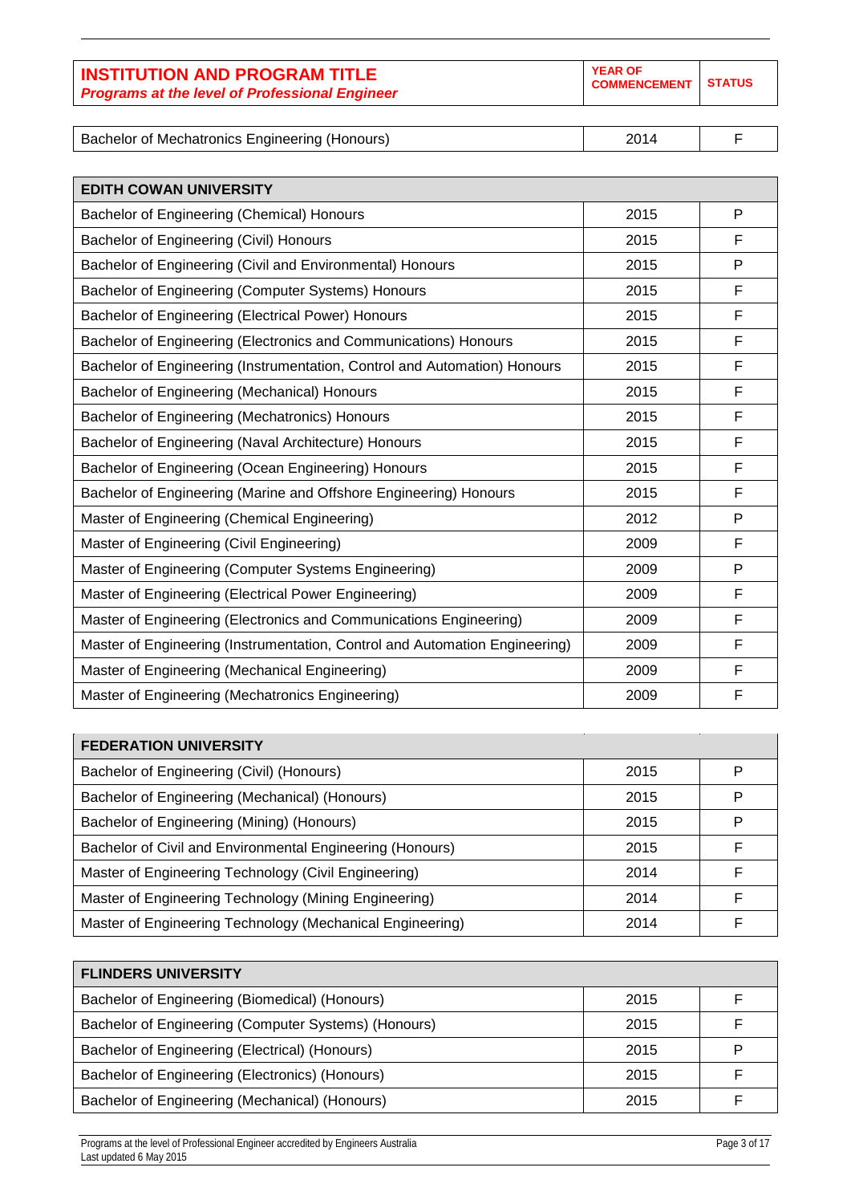| INSTITUTION AND PROGRAM TITLE *Programs at the level of Professional Engineer* | YEAR OF COMMENCEMENT | STATUS |
|---|---|---|
| Bachelor of Mechatronics Engineering (Honours) | 2014 | F |

| EDITH COWAN UNIVERSITY | | |
|---|---|---|
| Bachelor of Engineering (Chemical) Honours | 2015 | P |
| Bachelor of Engineering (Civil) Honours | 2015 | F |
| Bachelor of Engineering (Civil and Environmental) Honours | 2015 | P |
| Bachelor of Engineering (Computer Systems) Honours | 2015 | F |
| Bachelor of Engineering (Electrical Power) Honours | 2015 | F |
| Bachelor of Engineering (Electronics and Communications) Honours | 2015 | F |
| Bachelor of Engineering (Instrumentation, Control and Automation) Honours | 2015 | F |
| Bachelor of Engineering (Mechanical) Honours | 2015 | F |
| Bachelor of Engineering (Mechatronics) Honours | 2015 | F |
| Bachelor of Engineering (Naval Architecture) Honours | 2015 | F |
| Bachelor of Engineering (Ocean Engineering) Honours | 2015 | F |
| Bachelor of Engineering (Marine and Offshore Engineering) Honours | 2015 | F |
| Master of Engineering (Chemical Engineering) | 2012 | P |
| Master of Engineering (Civil Engineering) | 2009 | F |
| Master of Engineering (Computer Systems Engineering) | 2009 | P |
| Master of Engineering (Electrical Power Engineering) | 2009 | F |
| Master of Engineering (Electronics and Communications Engineering) | 2009 | F |
| Master of Engineering (Instrumentation, Control and Automation Engineering) | 2009 | F |
| Master of Engineering (Mechanical Engineering) | 2009 | F |
| Master of Engineering (Mechatronics Engineering) | 2009 | F |

| FEDERATION UNIVERSITY | | |
|---|---|---|
| Bachelor of Engineering (Civil) (Honours) | 2015 | P |
| Bachelor of Engineering (Mechanical) (Honours) | 2015 | P |
| Bachelor of Engineering (Mining) (Honours) | 2015 | P |
| Bachelor of Civil and Environmental Engineering (Honours) | 2015 | F |
| Master of Engineering Technology (Civil Engineering) | 2014 | F |
| Master of Engineering Technology (Mining Engineering) | 2014 | F |
| Master of Engineering Technology (Mechanical Engineering) | 2014 | F |

| FLINDERS UNIVERSITY | | |
|---|---|---|
| Bachelor of Engineering (Biomedical) (Honours) | 2015 | F |
| Bachelor of Engineering (Computer Systems) (Honours) | 2015 | F |
| Bachelor of Engineering (Electrical) (Honours) | 2015 | P |
| Bachelor of Engineering (Electronics) (Honours) | 2015 | F |
| Bachelor of Engineering (Mechanical) (Honours) | 2015 | F |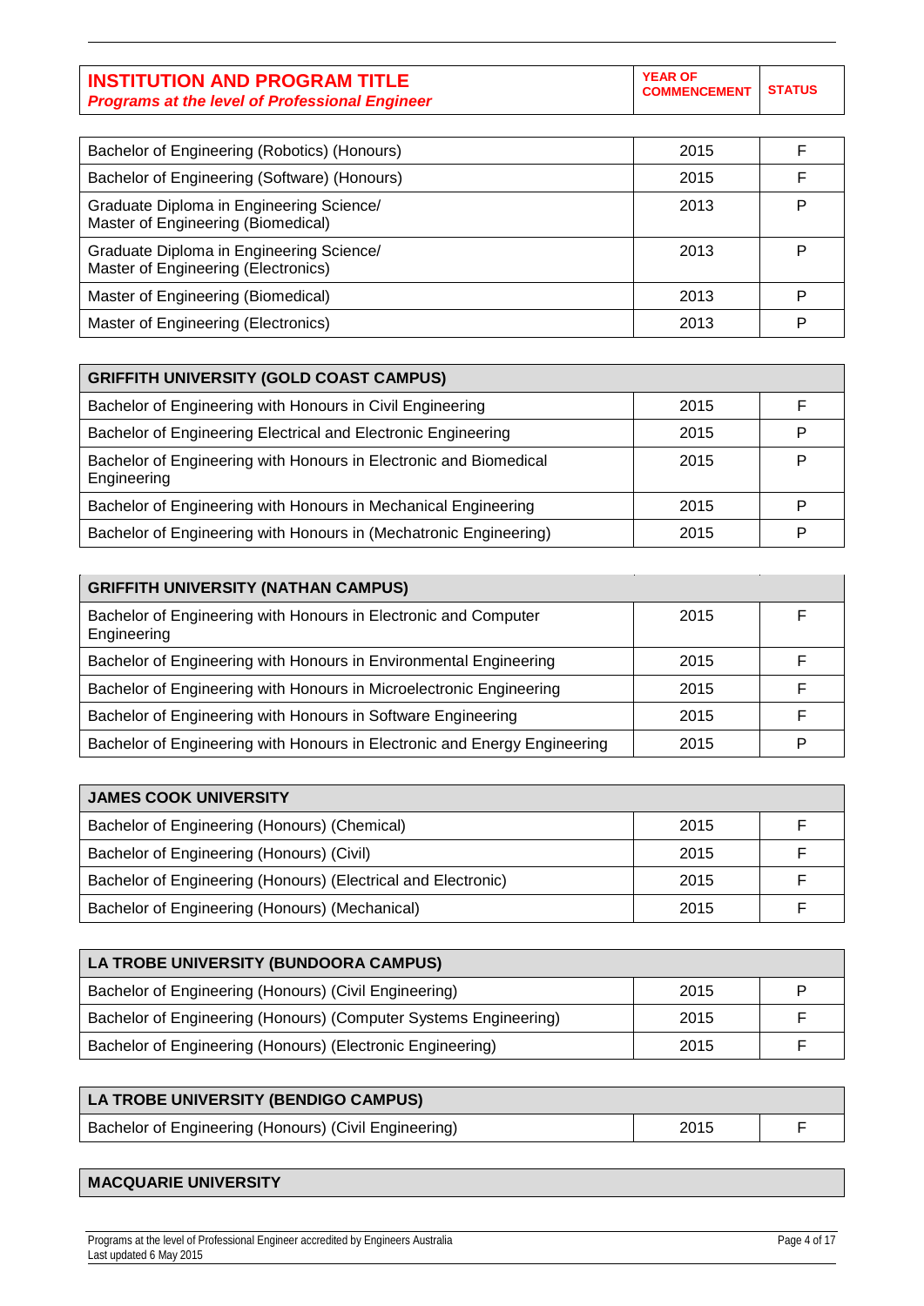| **INSTITUTION AND PROGRAM TITLE** *Programs at the level of Professional Engineer* | **YEAR OF COMMENCEMENT** | **STATUS** |
|---|---|---|
| Bachelor of Engineering (Robotics) (Honours) | 2015 | F |
| Bachelor of Engineering (Software) (Honours) | 2015 | F |
| Graduate Diploma in Engineering Science/ Master of Engineering (Biomedical) | 2013 | P |
| Graduate Diploma in Engineering Science/ Master of Engineering (Electronics) | 2013 | P |
| Master of Engineering (Biomedical) | 2013 | P |
| Master of Engineering (Electronics) | 2013 | P |
| **GRIFFITH UNIVERSITY (GOLD COAST CAMPUS)** | | |
| Bachelor of Engineering with Honours in Civil Engineering | 2015 | F |
| Bachelor of Engineering Electrical and Electronic Engineering | 2015 | P |
| Bachelor of Engineering with Honours in Electronic and Biomedical Engineering | 2015 | P |
| Bachelor of Engineering with Honours in Mechanical Engineering | 2015 | P |
| Bachelor of Engineering with Honours in (Mechatronic Engineering) | 2015 | P |
| **GRIFFITH UNIVERSITY (NATHAN CAMPUS)** | | |
| Bachelor of Engineering with Honours in Electronic and Computer Engineering | 2015 | F |
| Bachelor of Engineering with Honours in Environmental Engineering | 2015 | F |
| Bachelor of Engineering with Honours in Microelectronic Engineering | 2015 | F |
| Bachelor of Engineering with Honours in Software Engineering | 2015 | F |
| Bachelor of Engineering with Honours in Electronic and Energy Engineering | 2015 | P |
| **JAMES COOK UNIVERSITY** | | |
| Bachelor of Engineering (Honours) (Chemical) | 2015 | F |
| Bachelor of Engineering (Honours) (Civil) | 2015 | F |
| Bachelor of Engineering (Honours) (Electrical and Electronic) | 2015 | F |
| Bachelor of Engineering (Honours) (Mechanical) | 2015 | F |
| **LA TROBE UNIVERSITY (BUNDOORA CAMPUS)** | | |
| Bachelor of Engineering (Honours) (Civil Engineering) | 2015 | P |
| Bachelor of Engineering (Honours) (Computer Systems Engineering) | 2015 | F |
| Bachelor of Engineering (Honours) (Electronic Engineering) | 2015 | F |
| **LA TROBE UNIVERSITY (BENDIGO CAMPUS)** | | |
| Bachelor of Engineering (Honours) (Civil Engineering) | 2015 | F |
| **MACQUARIE UNIVERSITY** | | |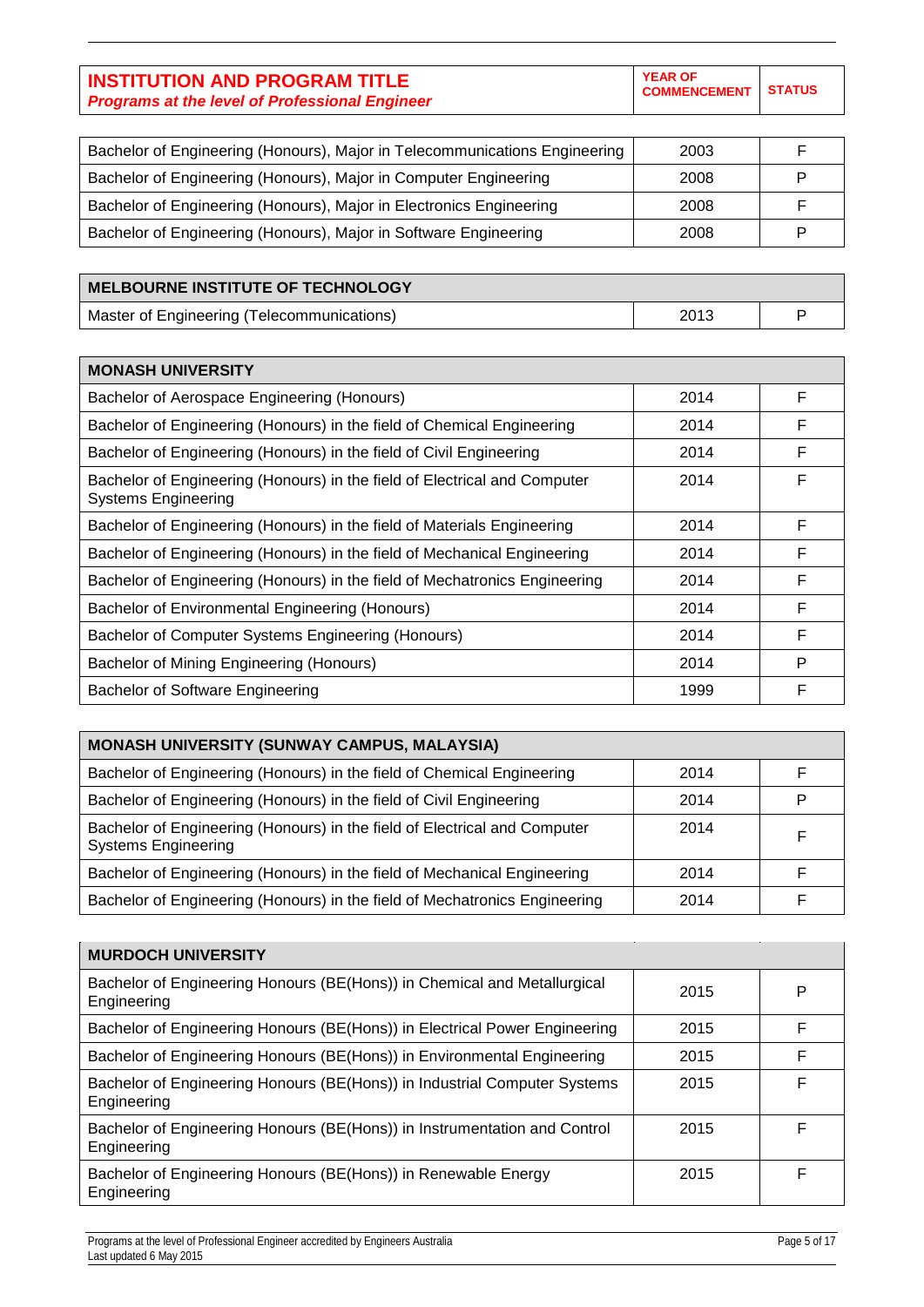| **INSTITUTION AND PROGRAM TITLE** *Programs at the level of Professional Engineer* | **YEAR OF COMMENCEMENT** | **STATUS** |
|---|---|---|
| Bachelor of Engineering (Honours), Major in Telecommunications Engineering | 2003 | F |
| Bachelor of Engineering (Honours), Major in Computer Engineering | 2008 | P |
| Bachelor of Engineering (Honours), Major in Electronics Engineering | 2008 | F |
| Bachelor of Engineering (Honours), Major in Software Engineering | 2008 | P |

| **MELBOURNE INSTITUTE OF TECHNOLOGY** | | |
|---|---|---|
| Master of Engineering (Telecommunications) | 2013 | P |

| **MONASH UNIVERSITY** | | |
|---|---|---|
| Bachelor of Aerospace Engineering (Honours) | 2014 | F |
| Bachelor of Engineering (Honours) in the field of Chemical Engineering | 2014 | F |
| Bachelor of Engineering (Honours) in the field of Civil Engineering | 2014 | F |
| Bachelor of Engineering (Honours) in the field of Electrical and Computer Systems Engineering | 2014 | F |
| Bachelor of Engineering (Honours) in the field of Materials Engineering | 2014 | F |
| Bachelor of Engineering (Honours) in the field of Mechanical Engineering | 2014 | F |
| Bachelor of Engineering (Honours) in the field of Mechatronics Engineering | 2014 | F |
| Bachelor of Environmental Engineering (Honours) | 2014 | F |
| Bachelor of Computer Systems Engineering (Honours) | 2014 | F |
| Bachelor of Mining Engineering (Honours) | 2014 | P |
| Bachelor of Software Engineering | 1999 | F |

| **MONASH UNIVERSITY (SUNWAY CAMPUS, MALAYSIA)** | | |
|---|---|---|
| Bachelor of Engineering (Honours) in the field of Chemical Engineering | 2014 | F |
| Bachelor of Engineering (Honours) in the field of Civil Engineering | 2014 | P |
| Bachelor of Engineering (Honours) in the field of Electrical and Computer Systems Engineering | 2014 | F |
| Bachelor of Engineering (Honours) in the field of Mechanical Engineering | 2014 | F |
| Bachelor of Engineering (Honours) in the field of Mechatronics Engineering | 2014 | F |

| **MURDOCH UNIVERSITY** | | |
|---|---|---|
| Bachelor of Engineering Honours (BE(Hons)) in Chemical and Metallurgical Engineering | 2015 | P |
| Bachelor of Engineering Honours (BE(Hons)) in Electrical Power Engineering | 2015 | F |
| Bachelor of Engineering Honours (BE(Hons)) in Environmental Engineering | 2015 | F |
| Bachelor of Engineering Honours (BE(Hons)) in Industrial Computer Systems Engineering | 2015 | F |
| Bachelor of Engineering Honours (BE(Hons)) in Instrumentation and Control Engineering | 2015 | F |
| Bachelor of Engineering Honours (BE(Hons)) in Renewable Energy Engineering | 2015 | F |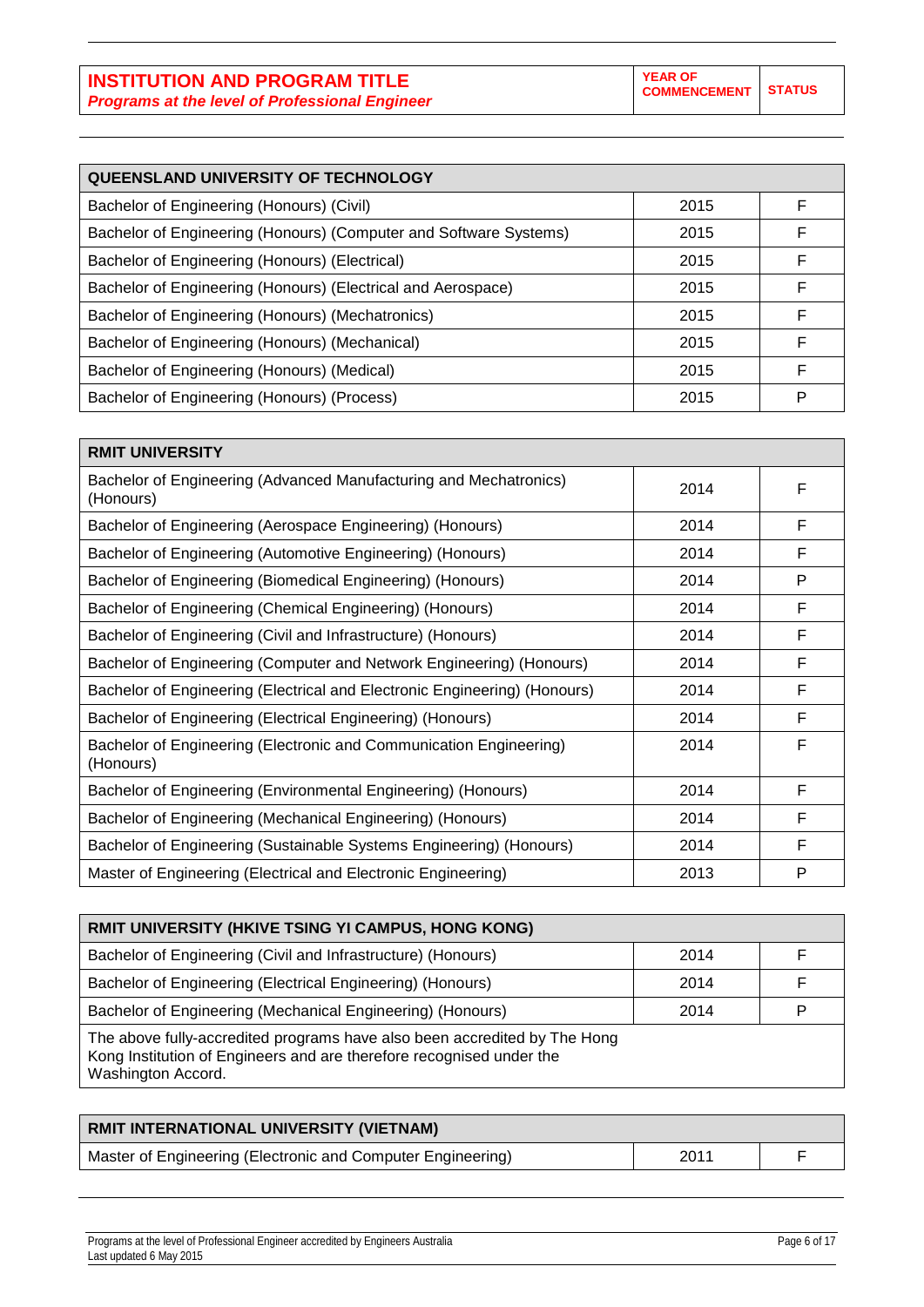| INSTITUTION AND PROGRAM TITLE *Programs at the level of Professional Engineer* | YEAR OF COMMENCEMENT | STATUS |
|---|---|---|

| QUEENSLAND UNIVERSITY OF TECHNOLOGY | | |
|---|---|---|
| Bachelor of Engineering (Honours) (Civil) | 2015 | F |
| Bachelor of Engineering (Honours) (Computer and Software Systems) | 2015 | F |
| Bachelor of Engineering (Honours) (Electrical) | 2015 | F |
| Bachelor of Engineering (Honours) (Electrical and Aerospace) | 2015 | F |
| Bachelor of Engineering (Honours) (Mechatronics) | 2015 | F |
| Bachelor of Engineering (Honours) (Mechanical) | 2015 | F |
| Bachelor of Engineering (Honours) (Medical) | 2015 | F |
| Bachelor of Engineering (Honours) (Process) | 2015 | P |

| RMIT UNIVERSITY | | |
|---|---|---|
| Bachelor of Engineering (Advanced Manufacturing and Mechatronics) (Honours) | 2014 | F |
| Bachelor of Engineering (Aerospace Engineering) (Honours) | 2014 | F |
| Bachelor of Engineering (Automotive Engineering) (Honours) | 2014 | F |
| Bachelor of Engineering (Biomedical Engineering) (Honours) | 2014 | P |
| Bachelor of Engineering (Chemical Engineering) (Honours) | 2014 | F |
| Bachelor of Engineering (Civil and Infrastructure) (Honours) | 2014 | F |
| Bachelor of Engineering (Computer and Network Engineering) (Honours) | 2014 | F |
| Bachelor of Engineering (Electrical and Electronic Engineering) (Honours) | 2014 | F |
| Bachelor of Engineering (Electrical Engineering) (Honours) | 2014 | F |
| Bachelor of Engineering (Electronic and Communication Engineering) (Honours) | 2014 | F |
| Bachelor of Engineering (Environmental Engineering) (Honours) | 2014 | F |
| Bachelor of Engineering (Mechanical Engineering) (Honours) | 2014 | F |
| Bachelor of Engineering (Sustainable Systems Engineering) (Honours) | 2014 | F |
| Master of Engineering (Electrical and Electronic Engineering) | 2013 | P |

| RMIT UNIVERSITY (HKIVE TSING YI CAMPUS, HONG KONG) | | |
|---|---|---|
| Bachelor of Engineering (Civil and Infrastructure) (Honours) | 2014 | F |
| Bachelor of Engineering (Electrical Engineering) (Honours) | 2014 | F |
| Bachelor of Engineering (Mechanical Engineering) (Honours) | 2014 | P |
| The above fully-accredited programs have also been accredited by The Hong Kong Institution of Engineers and are therefore recognised under the Washington Accord. | | |

| RMIT INTERNATIONAL UNIVERSITY (VIETNAM) | | |
|---|---|---|
| Master of Engineering (Electronic and Computer Engineering) | 2011 | F |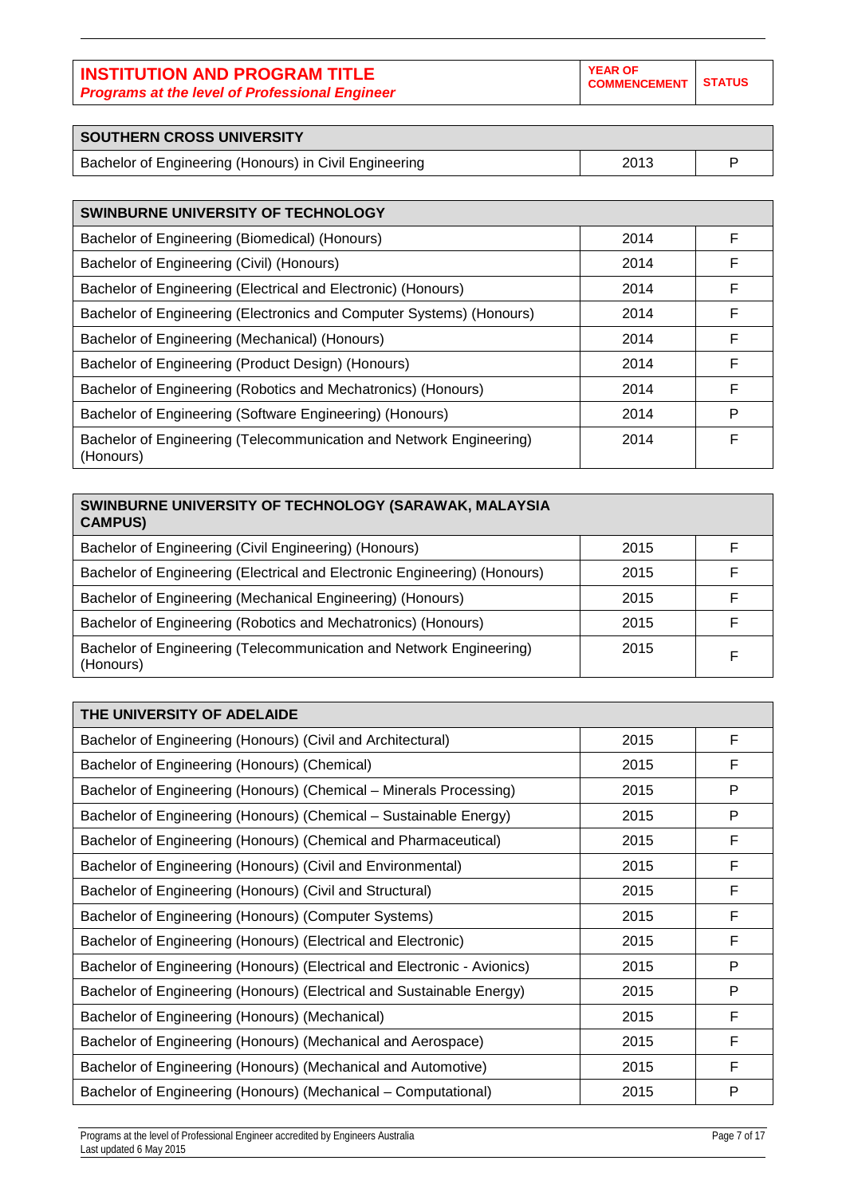| INSTITUTION AND PROGRAM TITLE *Programs at the level of Professional Engineer* | YEAR OF COMMENCEMENT | STATUS |
|---|---|---|
| **SOUTHERN CROSS UNIVERSITY** | | |
| Bachelor of Engineering (Honours) in Civil Engineering | 2013 | P |
| **SWINBURNE UNIVERSITY OF TECHNOLOGY** | | |
| Bachelor of Engineering (Biomedical) (Honours) | 2014 | F |
| Bachelor of Engineering (Civil) (Honours) | 2014 | F |
| Bachelor of Engineering (Electrical and Electronic) (Honours) | 2014 | F |
| Bachelor of Engineering (Electronics and Computer Systems) (Honours) | 2014 | F |
| Bachelor of Engineering (Mechanical) (Honours) | 2014 | F |
| Bachelor of Engineering (Product Design) (Honours) | 2014 | F |
| Bachelor of Engineering (Robotics and Mechatronics) (Honours) | 2014 | F |
| Bachelor of Engineering (Software Engineering) (Honours) | 2014 | P |
| Bachelor of Engineering (Telecommunication and Network Engineering) (Honours) | 2014 | F |
| **SWINBURNE UNIVERSITY OF TECHNOLOGY (SARAWAK, MALAYSIA CAMPUS)** | | |
| Bachelor of Engineering (Civil Engineering) (Honours) | 2015 | F |
| Bachelor of Engineering (Electrical and Electronic Engineering) (Honours) | 2015 | F |
| Bachelor of Engineering (Mechanical Engineering) (Honours) | 2015 | F |
| Bachelor of Engineering (Robotics and Mechatronics) (Honours) | 2015 | F |
| Bachelor of Engineering (Telecommunication and Network Engineering) (Honours) | 2015 | F |
| **THE UNIVERSITY OF ADELAIDE** | | |
| Bachelor of Engineering (Honours) (Civil and Architectural) | 2015 | F |
| Bachelor of Engineering (Honours) (Chemical) | 2015 | F |
| Bachelor of Engineering (Honours) (Chemical – Minerals Processing) | 2015 | P |
| Bachelor of Engineering (Honours) (Chemical – Sustainable Energy) | 2015 | P |
| Bachelor of Engineering (Honours) (Chemical and Pharmaceutical) | 2015 | F |
| Bachelor of Engineering (Honours) (Civil and Environmental) | 2015 | F |
| Bachelor of Engineering (Honours) (Civil and Structural) | 2015 | F |
| Bachelor of Engineering (Honours) (Computer Systems) | 2015 | F |
| Bachelor of Engineering (Honours) (Electrical and Electronic) | 2015 | F |
| Bachelor of Engineering (Honours) (Electrical and Electronic - Avionics) | 2015 | P |
| Bachelor of Engineering (Honours) (Electrical and Sustainable Energy) | 2015 | P |
| Bachelor of Engineering (Honours) (Mechanical) | 2015 | F |
| Bachelor of Engineering (Honours) (Mechanical and Aerospace) | 2015 | F |
| Bachelor of Engineering (Honours) (Mechanical and Automotive) | 2015 | F |
| Bachelor of Engineering (Honours) (Mechanical – Computational) | 2015 | P |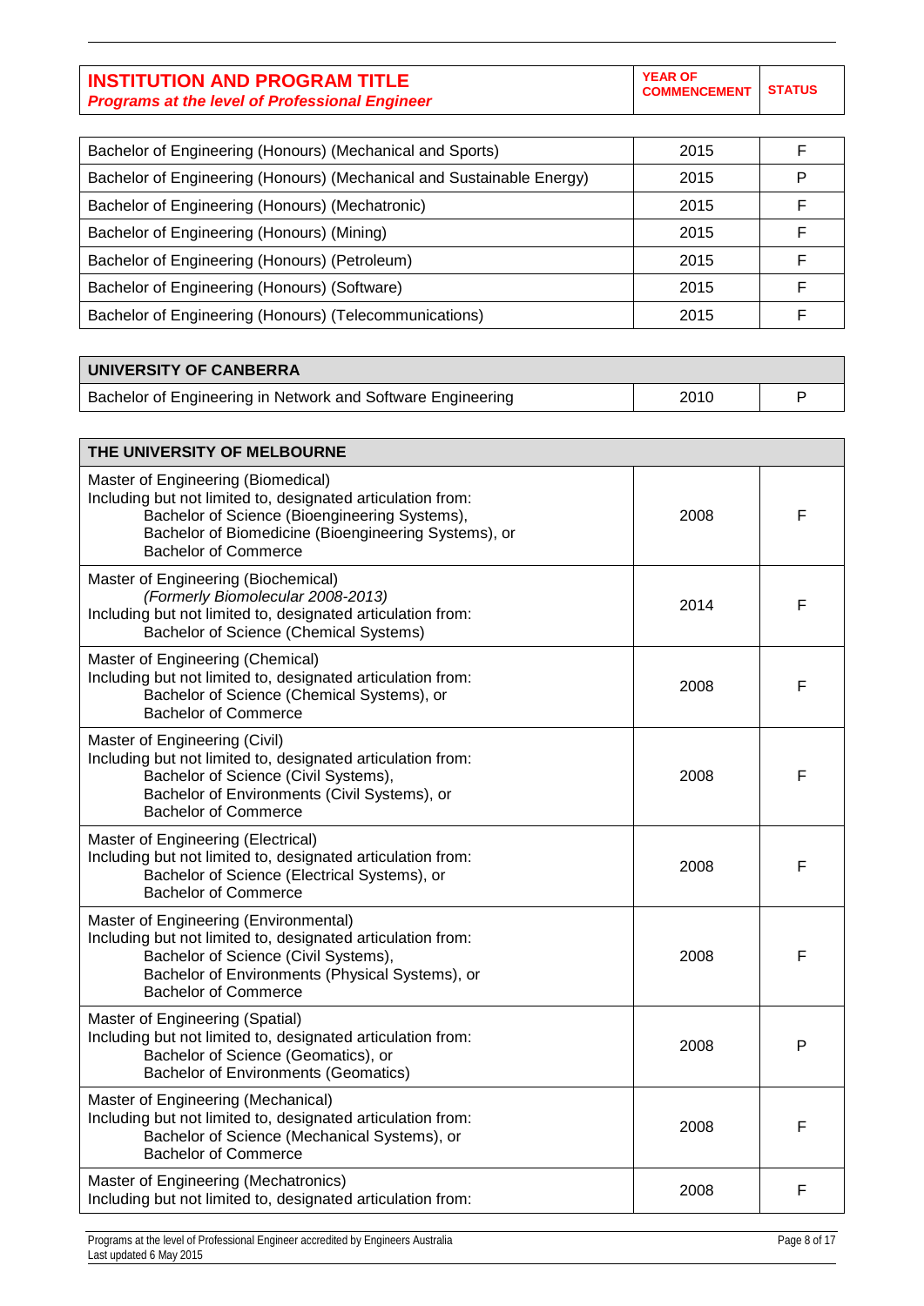| **INSTITUTION AND PROGRAM TITLE** *Programs at the level of Professional Engineer* | **YEAR OF COMMENCEMENT** | **STATUS** |
| --- | --- | --- |
| Bachelor of Engineering (Honours) (Mechanical and Sports) | 2015 | F |
| Bachelor of Engineering (Honours) (Mechanical and Sustainable Energy) | 2015 | P |
| Bachelor of Engineering (Honours) (Mechatronic) | 2015 | F |
| Bachelor of Engineering (Honours) (Mining) | 2015 | F |
| Bachelor of Engineering (Honours) (Petroleum) | 2015 | F |
| Bachelor of Engineering (Honours) (Software) | 2015 | F |
| Bachelor of Engineering (Honours) (Telecommunications) | 2015 | F |

| **UNIVERSITY OF CANBERRA** | | |
| --- | --- | --- |
| Bachelor of Engineering in Network and Software Engineering | 2010 | P |

| **THE UNIVERSITY OF MELBOURNE** | | |
| --- | --- | --- |
| Master of Engineering (Biomedical)<br>Including but not limited to, designated articulation from:<br>Bachelor of Science (Bioengineering Systems),<br>Bachelor of Biomedicine (Bioengineering Systems), or<br>Bachelor of Commerce | 2008 | F |
| Master of Engineering (Biochemical)<br>*(Formerly Biomolecular 2008-2013)*<br>Including but not limited to, designated articulation from:<br>Bachelor of Science (Chemical Systems) | 2014 | F |
| Master of Engineering (Chemical)<br>Including but not limited to, designated articulation from:<br>Bachelor of Science (Chemical Systems), or<br>Bachelor of Commerce | 2008 | F |
| Master of Engineering (Civil)<br>Including but not limited to, designated articulation from:<br>Bachelor of Science (Civil Systems),<br>Bachelor of Environments (Civil Systems), or<br>Bachelor of Commerce | 2008 | F |
| Master of Engineering (Electrical)<br>Including but not limited to, designated articulation from:<br>Bachelor of Science (Electrical Systems), or<br>Bachelor of Commerce | 2008 | F |
| Master of Engineering (Environmental)<br>Including but not limited to, designated articulation from:<br>Bachelor of Science (Civil Systems),<br>Bachelor of Environments (Physical Systems), or<br>Bachelor of Commerce | 2008 | F |
| Master of Engineering (Spatial)<br>Including but not limited to, designated articulation from:<br>Bachelor of Science (Geomatics), or<br>Bachelor of Environments (Geomatics) | 2008 | P |
| Master of Engineering (Mechanical)<br>Including but not limited to, designated articulation from:<br>Bachelor of Science (Mechanical Systems), or<br>Bachelor of Commerce | 2008 | F |
| Master of Engineering (Mechatronics)<br>Including but not limited to, designated articulation from: | 2008 | F |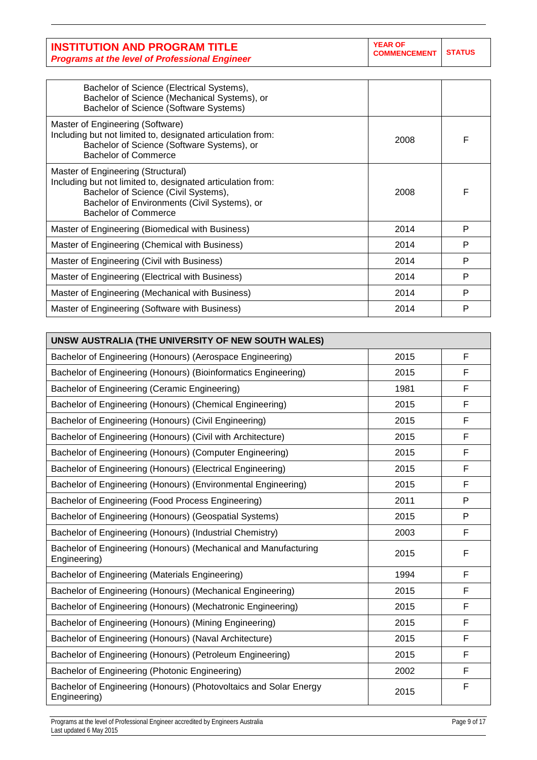| INSTITUTION AND PROGRAM TITLE *Programs at the level of Professional Engineer* | YEAR OF COMMENCEMENT | STATUS |
|---|---|---|
| Bachelor of Science (Electrical Systems),<br>Bachelor of Science (Mechanical Systems), or<br>Bachelor of Science (Software Systems) | | |
| Master of Engineering (Software)<br>Including but not limited to, designated articulation from:<br>Bachelor of Science (Software Systems), or<br>Bachelor of Commerce | 2008 | F |
| Master of Engineering (Structural)<br>Including but not limited to, designated articulation from:<br>Bachelor of Science (Civil Systems),<br>Bachelor of Environments (Civil Systems), or<br>Bachelor of Commerce | 2008 | F |
| Master of Engineering (Biomedical with Business) | 2014 | P |
| Master of Engineering (Chemical with Business) | 2014 | P |
| Master of Engineering (Civil with Business) | 2014 | P |
| Master of Engineering (Electrical with Business) | 2014 | P |
| Master of Engineering (Mechanical with Business) | 2014 | P |
| Master of Engineering (Software with Business) | 2014 | P |

| UNSW AUSTRALIA (THE UNIVERSITY OF NEW SOUTH WALES) | | |
|---|---|---|
| Bachelor of Engineering (Honours) (Aerospace Engineering) | 2015 | F |
| Bachelor of Engineering (Honours) (Bioinformatics Engineering) | 2015 | F |
| Bachelor of Engineering (Ceramic Engineering) | 1981 | F |
| Bachelor of Engineering (Honours) (Chemical Engineering) | 2015 | F |
| Bachelor of Engineering (Honours) (Civil Engineering) | 2015 | F |
| Bachelor of Engineering (Honours) (Civil with Architecture) | 2015 | F |
| Bachelor of Engineering (Honours) (Computer Engineering) | 2015 | F |
| Bachelor of Engineering (Honours) (Electrical Engineering) | 2015 | F |
| Bachelor of Engineering (Honours) (Environmental Engineering) | 2015 | F |
| Bachelor of Engineering (Food Process Engineering) | 2011 | P |
| Bachelor of Engineering (Honours) (Geospatial Systems) | 2015 | P |
| Bachelor of Engineering (Honours) (Industrial Chemistry) | 2003 | F |
| Bachelor of Engineering (Honours) (Mechanical and Manufacturing Engineering) | 2015 | F |
| Bachelor of Engineering (Materials Engineering) | 1994 | F |
| Bachelor of Engineering (Honours) (Mechanical Engineering) | 2015 | F |
| Bachelor of Engineering (Honours) (Mechatronic Engineering) | 2015 | F |
| Bachelor of Engineering (Honours) (Mining Engineering) | 2015 | F |
| Bachelor of Engineering (Honours) (Naval Architecture) | 2015 | F |
| Bachelor of Engineering (Honours) (Petroleum Engineering) | 2015 | F |
| Bachelor of Engineering (Photonic Engineering) | 2002 | F |
| Bachelor of Engineering (Honours) (Photovoltaics and Solar Energy Engineering) | 2015 | F |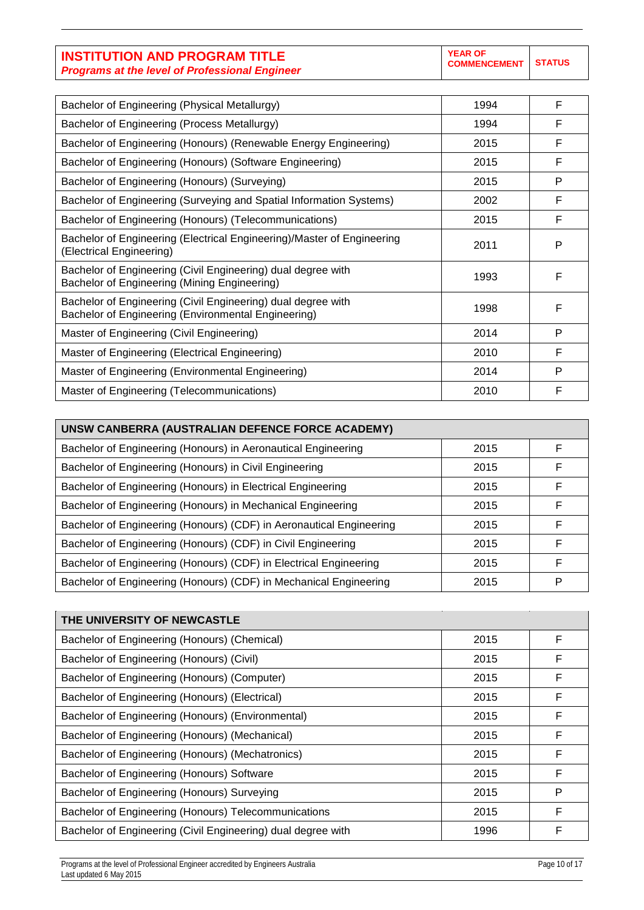| INSTITUTION AND PROGRAM TITLE *Programs at the level of Professional Engineer* | YEAR OF COMMENCEMENT | STATUS |
|---|---|---|
| Bachelor of Engineering (Physical Metallurgy) | 1994 | F |
| Bachelor of Engineering (Process Metallurgy) | 1994 | F |
| Bachelor of Engineering (Honours) (Renewable Energy Engineering) | 2015 | F |
| Bachelor of Engineering (Honours) (Software Engineering) | 2015 | F |
| Bachelor of Engineering (Honours) (Surveying) | 2015 | P |
| Bachelor of Engineering (Surveying and Spatial Information Systems) | 2002 | F |
| Bachelor of Engineering (Honours) (Telecommunications) | 2015 | F |
| Bachelor of Engineering (Electrical Engineering)/Master of Engineering (Electrical Engineering) | 2011 | P |
| Bachelor of Engineering (Civil Engineering) dual degree with Bachelor of Engineering (Mining Engineering) | 1993 | F |
| Bachelor of Engineering (Civil Engineering) dual degree with Bachelor of Engineering (Environmental Engineering) | 1998 | F |
| Master of Engineering (Civil Engineering) | 2014 | P |
| Master of Engineering (Electrical Engineering) | 2010 | F |
| Master of Engineering (Environmental Engineering) | 2014 | P |
| Master of Engineering (Telecommunications) | 2010 | F |
| **UNSW CANBERRA (AUSTRALIAN DEFENCE FORCE ACADEMY)** | | |
| Bachelor of Engineering (Honours) in Aeronautical Engineering | 2015 | F |
| Bachelor of Engineering (Honours) in Civil Engineering | 2015 | F |
| Bachelor of Engineering (Honours) in Electrical Engineering | 2015 | F |
| Bachelor of Engineering (Honours) in Mechanical Engineering | 2015 | F |
| Bachelor of Engineering (Honours) (CDF) in Aeronautical Engineering | 2015 | F |
| Bachelor of Engineering (Honours) (CDF) in Civil Engineering | 2015 | F |
| Bachelor of Engineering (Honours) (CDF) in Electrical Engineering | 2015 | F |
| Bachelor of Engineering (Honours) (CDF) in Mechanical Engineering | 2015 | P |
| **THE UNIVERSITY OF NEWCASTLE** | | |
| Bachelor of Engineering (Honours) (Chemical) | 2015 | F |
| Bachelor of Engineering (Honours) (Civil) | 2015 | F |
| Bachelor of Engineering (Honours) (Computer) | 2015 | F |
| Bachelor of Engineering (Honours) (Electrical) | 2015 | F |
| Bachelor of Engineering (Honours) (Environmental) | 2015 | F |
| Bachelor of Engineering (Honours) (Mechanical) | 2015 | F |
| Bachelor of Engineering (Honours) (Mechatronics) | 2015 | F |
| Bachelor of Engineering (Honours) Software | 2015 | F |
| Bachelor of Engineering (Honours) Surveying | 2015 | P |
| Bachelor of Engineering (Honours) Telecommunications | 2015 | F |
| Bachelor of Engineering (Civil Engineering) dual degree with | 1996 | F |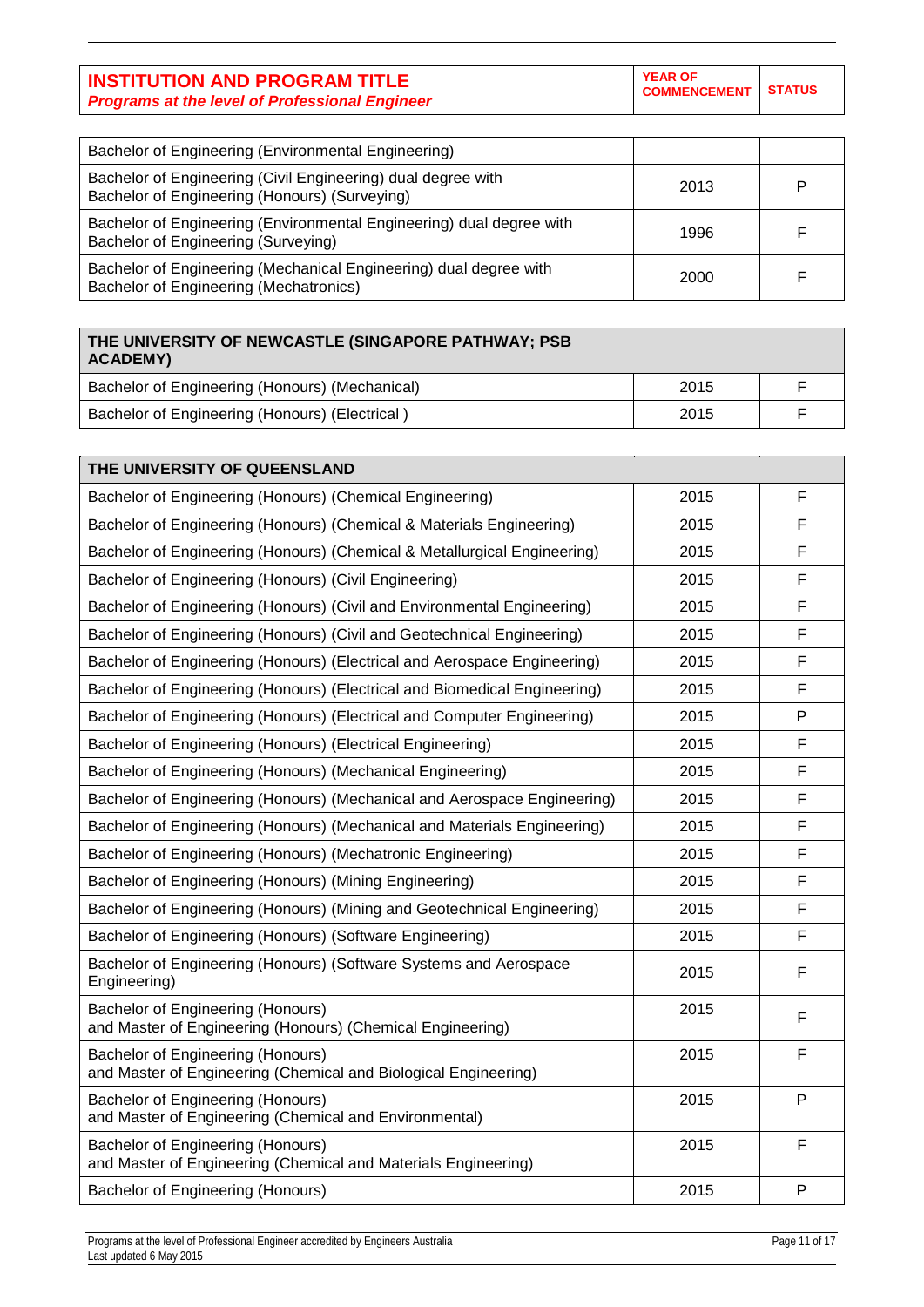| INSTITUTION AND PROGRAM TITLE *Programs at the level of Professional Engineer* | YEAR OF COMMENCEMENT | STATUS |
|---|---|---|
| Bachelor of Engineering (Environmental Engineering) | | |
| Bachelor of Engineering (Civil Engineering) dual degree with Bachelor of Engineering (Honours) (Surveying) | 2013 | P |
| Bachelor of Engineering (Environmental Engineering) dual degree with Bachelor of Engineering (Surveying) | 1996 | F |
| Bachelor of Engineering (Mechanical Engineering) dual degree with Bachelor of Engineering (Mechatronics) | 2000 | F |
| **THE UNIVERSITY OF NEWCASTLE (SINGAPORE PATHWAY; PSB ACADEMY)** | | |
| Bachelor of Engineering (Honours) (Mechanical) | 2015 | F |
| Bachelor of Engineering (Honours) (Electrical ) | 2015 | F |
| **THE UNIVERSITY OF QUEENSLAND** | | |
| Bachelor of Engineering (Honours) (Chemical Engineering) | 2015 | F |
| Bachelor of Engineering (Honours) (Chemical & Materials Engineering) | 2015 | F |
| Bachelor of Engineering (Honours) (Chemical & Metallurgical Engineering) | 2015 | F |
| Bachelor of Engineering (Honours) (Civil Engineering) | 2015 | F |
| Bachelor of Engineering (Honours) (Civil and Environmental Engineering) | 2015 | F |
| Bachelor of Engineering (Honours) (Civil and Geotechnical Engineering) | 2015 | F |
| Bachelor of Engineering (Honours) (Electrical and Aerospace Engineering) | 2015 | F |
| Bachelor of Engineering (Honours) (Electrical and Biomedical Engineering) | 2015 | F |
| Bachelor of Engineering (Honours) (Electrical and Computer Engineering) | 2015 | P |
| Bachelor of Engineering (Honours) (Electrical Engineering) | 2015 | F |
| Bachelor of Engineering (Honours) (Mechanical Engineering) | 2015 | F |
| Bachelor of Engineering (Honours) (Mechanical and Aerospace Engineering) | 2015 | F |
| Bachelor of Engineering (Honours) (Mechanical and Materials Engineering) | 2015 | F |
| Bachelor of Engineering (Honours) (Mechatronic Engineering) | 2015 | F |
| Bachelor of Engineering (Honours) (Mining Engineering) | 2015 | F |
| Bachelor of Engineering (Honours) (Mining and Geotechnical Engineering) | 2015 | F |
| Bachelor of Engineering (Honours) (Software Engineering) | 2015 | F |
| Bachelor of Engineering (Honours) (Software Systems and Aerospace Engineering) | 2015 | F |
| Bachelor of Engineering (Honours) and Master of Engineering (Honours) (Chemical Engineering) | 2015 | F |
| Bachelor of Engineering (Honours) and Master of Engineering (Chemical and Biological Engineering) | 2015 | F |
| Bachelor of Engineering (Honours) and Master of Engineering (Chemical and Environmental) | 2015 | P |
| Bachelor of Engineering (Honours) and Master of Engineering (Chemical and Materials Engineering) | 2015 | F |
| Bachelor of Engineering (Honours) | 2015 | P |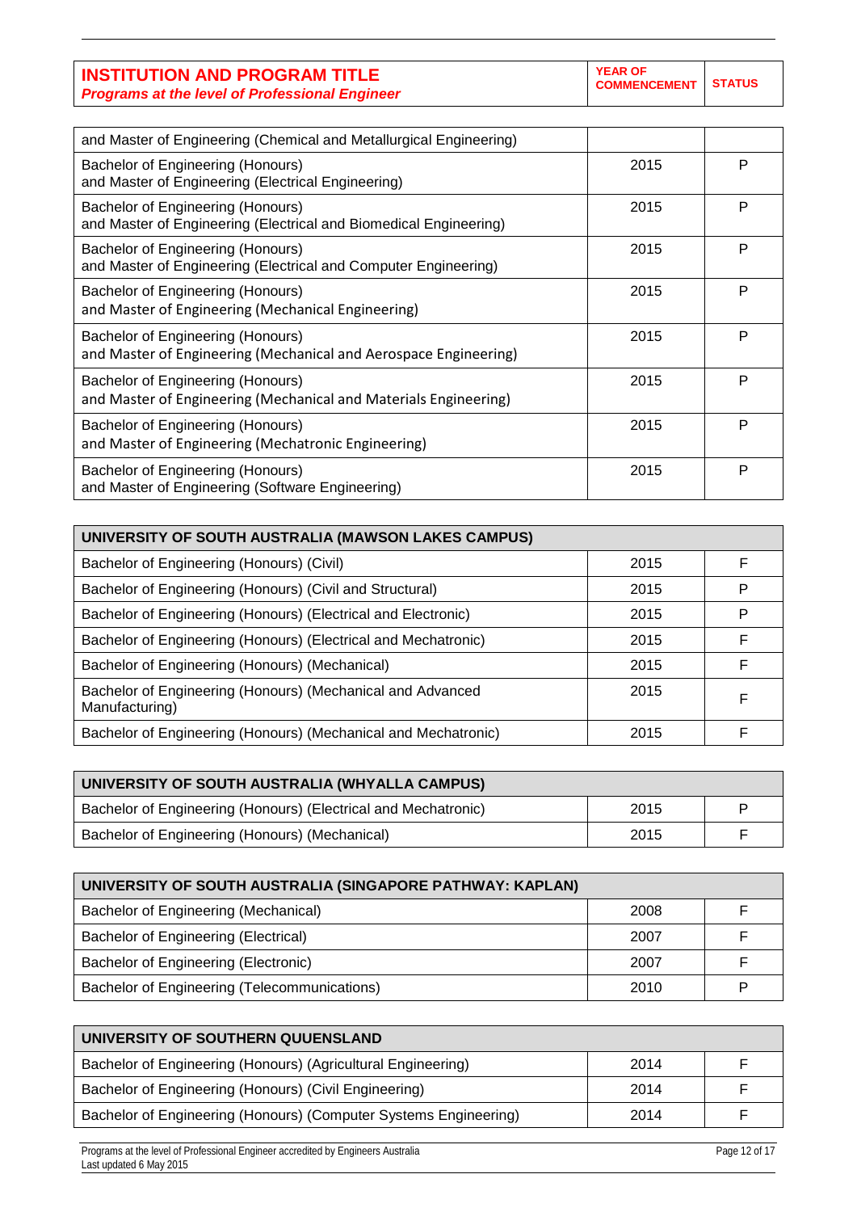| INSTITUTION AND PROGRAM TITLE<br>*Programs at the level of Professional Engineer* | YEAR OF COMMENCEMENT | STATUS |
|---|---|---|
| and Master of Engineering (Chemical and Metallurgical Engineering) | | |
| Bachelor of Engineering (Honours)<br>and Master of Engineering (Electrical Engineering) | 2015 | P |
| Bachelor of Engineering (Honours)<br>and Master of Engineering (Electrical and Biomedical Engineering) | 2015 | P |
| Bachelor of Engineering (Honours)<br>and Master of Engineering (Electrical and Computer Engineering) | 2015 | P |
| Bachelor of Engineering (Honours)<br>and Master of Engineering (Mechanical Engineering) | 2015 | P |
| Bachelor of Engineering (Honours)<br>and Master of Engineering (Mechanical and Aerospace Engineering) | 2015 | P |
| Bachelor of Engineering (Honours)<br>and Master of Engineering (Mechanical and Materials Engineering) | 2015 | P |
| Bachelor of Engineering (Honours)<br>and Master of Engineering (Mechatronic Engineering) | 2015 | P |
| Bachelor of Engineering (Honours)<br>and Master of Engineering (Software Engineering) | 2015 | P |
| **UNIVERSITY OF SOUTH AUSTRALIA (MAWSON LAKES CAMPUS)** | | |
| Bachelor of Engineering (Honours) (Civil) | 2015 | F |
| Bachelor of Engineering (Honours) (Civil and Structural) | 2015 | P |
| Bachelor of Engineering (Honours) (Electrical and Electronic) | 2015 | P |
| Bachelor of Engineering (Honours) (Electrical and Mechatronic) | 2015 | F |
| Bachelor of Engineering (Honours) (Mechanical) | 2015 | F |
| Bachelor of Engineering (Honours) (Mechanical and Advanced Manufacturing) | 2015 | F |
| Bachelor of Engineering (Honours) (Mechanical and Mechatronic) | 2015 | F |
| **UNIVERSITY OF SOUTH AUSTRALIA (WHYALLA CAMPUS)** | | |
| Bachelor of Engineering (Honours) (Electrical and Mechatronic) | 2015 | P |
| Bachelor of Engineering (Honours) (Mechanical) | 2015 | F |
| **UNIVERSITY OF SOUTH AUSTRALIA (SINGAPORE PATHWAY: KAPLAN)** | | |
| Bachelor of Engineering (Mechanical) | 2008 | F |
| Bachelor of Engineering (Electrical) | 2007 | F |
| Bachelor of Engineering (Electronic) | 2007 | F |
| Bachelor of Engineering (Telecommunications) | 2010 | P |
| **UNIVERSITY OF SOUTHERN QUUENSLAND** | | |
| Bachelor of Engineering (Honours) (Agricultural Engineering) | 2014 | F |
| Bachelor of Engineering (Honours) (Civil Engineering) | 2014 | F |
| Bachelor of Engineering (Honours) (Computer Systems Engineering) | 2014 | F |

Programs at the level of Professional Engineer accredited by Engineers Australia
Last updated 6 May 2015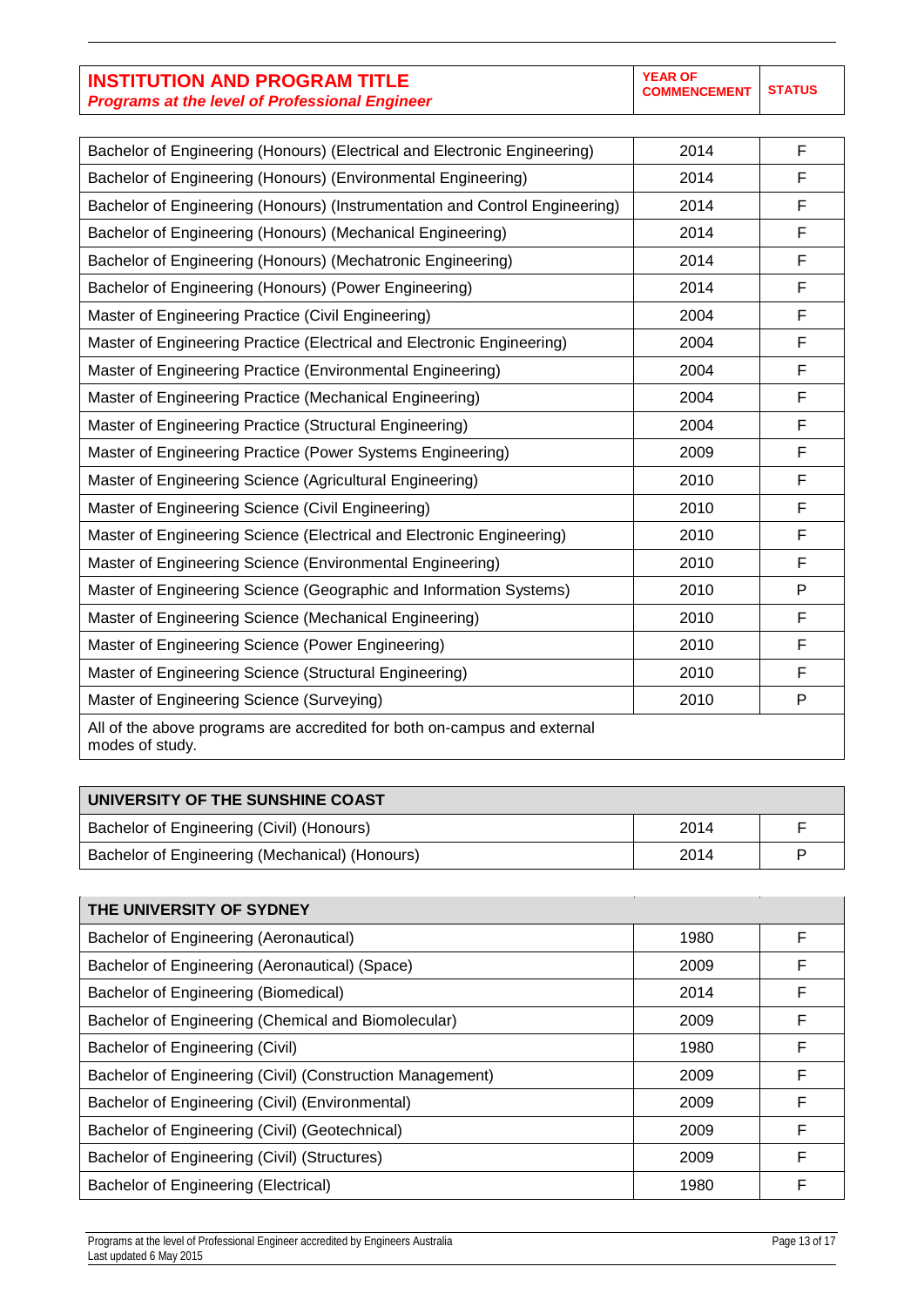| INSTITUTION AND PROGRAM TITLE<br>*Programs at the level of Professional Engineer* | YEAR OF COMMENCEMENT | STATUS |
|---|---|---|
| Bachelor of Engineering (Honours) (Electrical and Electronic Engineering) | 2014 | F |
| Bachelor of Engineering (Honours) (Environmental Engineering) | 2014 | F |
| Bachelor of Engineering (Honours) (Instrumentation and Control Engineering) | 2014 | F |
| Bachelor of Engineering (Honours) (Mechanical Engineering) | 2014 | F |
| Bachelor of Engineering (Honours) (Mechatronic Engineering) | 2014 | F |
| Bachelor of Engineering (Honours) (Power Engineering) | 2014 | F |
| Master of Engineering Practice (Civil Engineering) | 2004 | F |
| Master of Engineering Practice (Electrical and Electronic Engineering) | 2004 | F |
| Master of Engineering Practice (Environmental Engineering) | 2004 | F |
| Master of Engineering Practice (Mechanical Engineering) | 2004 | F |
| Master of Engineering Practice (Structural Engineering) | 2004 | F |
| Master of Engineering Practice (Power Systems Engineering) | 2009 | F |
| Master of Engineering Science (Agricultural Engineering) | 2010 | F |
| Master of Engineering Science (Civil Engineering) | 2010 | F |
| Master of Engineering Science (Electrical and Electronic Engineering) | 2010 | F |
| Master of Engineering Science (Environmental Engineering) | 2010 | F |
| Master of Engineering Science (Geographic and Information Systems) | 2010 | P |
| Master of Engineering Science (Mechanical Engineering) | 2010 | F |
| Master of Engineering Science (Power Engineering) | 2010 | F |
| Master of Engineering Science (Structural Engineering) | 2010 | F |
| Master of Engineering Science (Surveying) | 2010 | P |
| All of the above programs are accredited for both on-campus and external modes of study. | | |

| UNIVERSITY OF THE SUNSHINE COAST | | |
|---|---|---|
| Bachelor of Engineering (Civil) (Honours) | 2014 | F |
| Bachelor of Engineering (Mechanical) (Honours) | 2014 | P |

| THE UNIVERSITY OF SYDNEY | | |
|---|---|---|
| Bachelor of Engineering (Aeronautical) | 1980 | F |
| Bachelor of Engineering (Aeronautical) (Space) | 2009 | F |
| Bachelor of Engineering (Biomedical) | 2014 | F |
| Bachelor of Engineering (Chemical and Biomolecular) | 2009 | F |
| Bachelor of Engineering (Civil) | 1980 | F |
| Bachelor of Engineering (Civil) (Construction Management) | 2009 | F |
| Bachelor of Engineering (Civil) (Environmental) | 2009 | F |
| Bachelor of Engineering (Civil) (Geotechnical) | 2009 | F |
| Bachelor of Engineering (Civil) (Structures) | 2009 | F |
| Bachelor of Engineering (Electrical) | 1980 | F |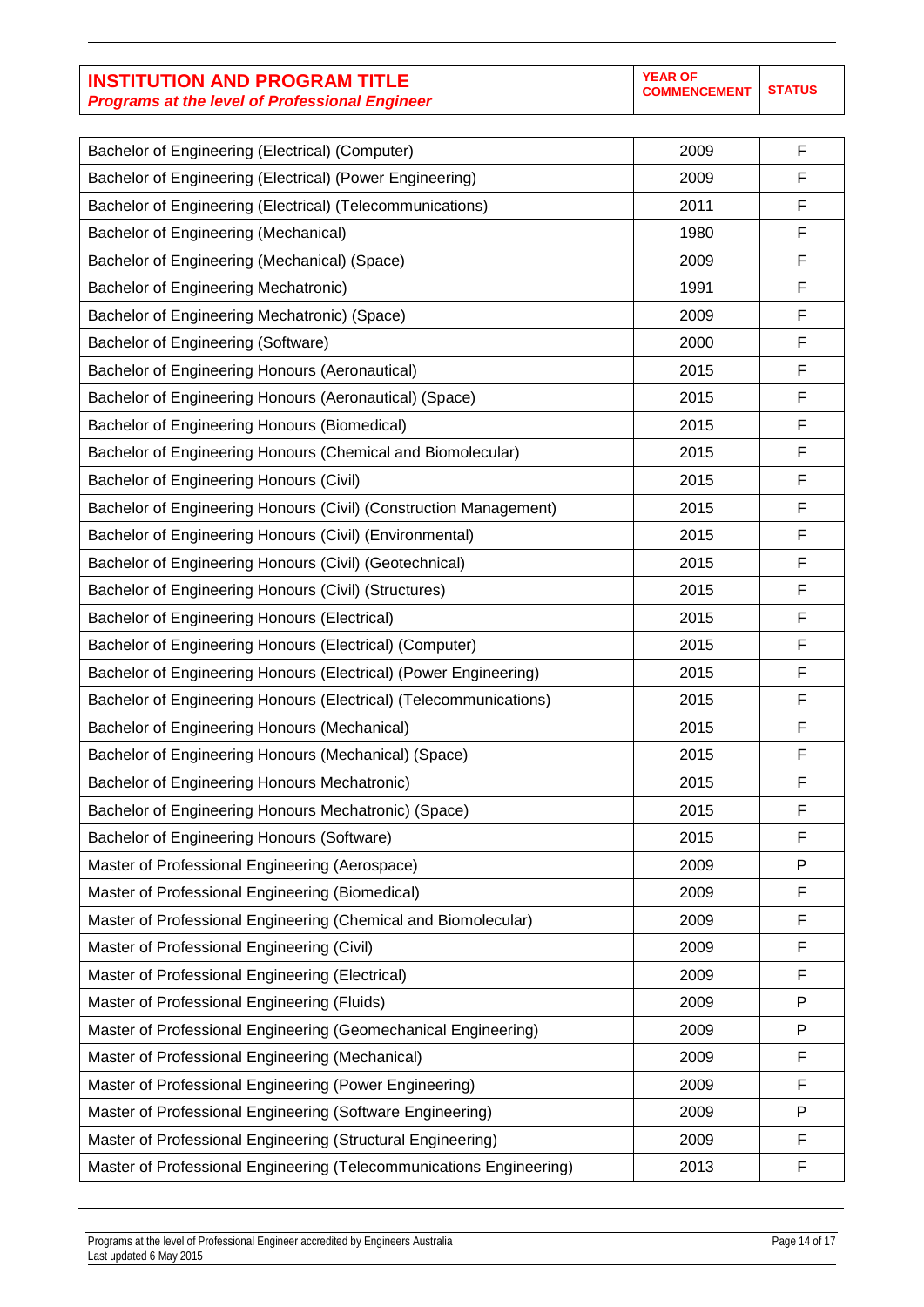| **INSTITUTION AND PROGRAM TITLE** *Programs at the level of Professional Engineer* | **YEAR OF COMMENCEMENT** | **STATUS** |
|---|---|---|
| Bachelor of Engineering (Electrical) (Computer) | 2009 | F |
| Bachelor of Engineering (Electrical) (Power Engineering) | 2009 | F |
| Bachelor of Engineering (Electrical) (Telecommunications) | 2011 | F |
| Bachelor of Engineering (Mechanical) | 1980 | F |
| Bachelor of Engineering (Mechanical) (Space) | 2009 | F |
| Bachelor of Engineering Mechatronic) | 1991 | F |
| Bachelor of Engineering Mechatronic) (Space) | 2009 | F |
| Bachelor of Engineering (Software) | 2000 | F |
| Bachelor of Engineering Honours (Aeronautical) | 2015 | F |
| Bachelor of Engineering Honours (Aeronautical) (Space) | 2015 | F |
| Bachelor of Engineering Honours (Biomedical) | 2015 | F |
| Bachelor of Engineering Honours (Chemical and Biomolecular) | 2015 | F |
| Bachelor of Engineering Honours (Civil) | 2015 | F |
| Bachelor of Engineering Honours (Civil) (Construction Management) | 2015 | F |
| Bachelor of Engineering Honours (Civil) (Environmental) | 2015 | F |
| Bachelor of Engineering Honours (Civil) (Geotechnical) | 2015 | F |
| Bachelor of Engineering Honours (Civil) (Structures) | 2015 | F |
| Bachelor of Engineering Honours (Electrical) | 2015 | F |
| Bachelor of Engineering Honours (Electrical) (Computer) | 2015 | F |
| Bachelor of Engineering Honours (Electrical) (Power Engineering) | 2015 | F |
| Bachelor of Engineering Honours (Electrical) (Telecommunications) | 2015 | F |
| Bachelor of Engineering Honours (Mechanical) | 2015 | F |
| Bachelor of Engineering Honours (Mechanical) (Space) | 2015 | F |
| Bachelor of Engineering Honours Mechatronic) | 2015 | F |
| Bachelor of Engineering Honours Mechatronic) (Space) | 2015 | F |
| Bachelor of Engineering Honours (Software) | 2015 | F |
| Master of Professional Engineering (Aerospace) | 2009 | P |
| Master of Professional Engineering (Biomedical) | 2009 | F |
| Master of Professional Engineering (Chemical and Biomolecular) | 2009 | F |
| Master of Professional Engineering (Civil) | 2009 | F |
| Master of Professional Engineering (Electrical) | 2009 | F |
| Master of Professional Engineering (Fluids) | 2009 | P |
| Master of Professional Engineering (Geomechanical Engineering) | 2009 | P |
| Master of Professional Engineering (Mechanical) | 2009 | F |
| Master of Professional Engineering (Power Engineering) | 2009 | F |
| Master of Professional Engineering (Software Engineering) | 2009 | P |
| Master of Professional Engineering (Structural Engineering) | 2009 | F |
| Master of Professional Engineering (Telecommunications Engineering) | 2013 | F |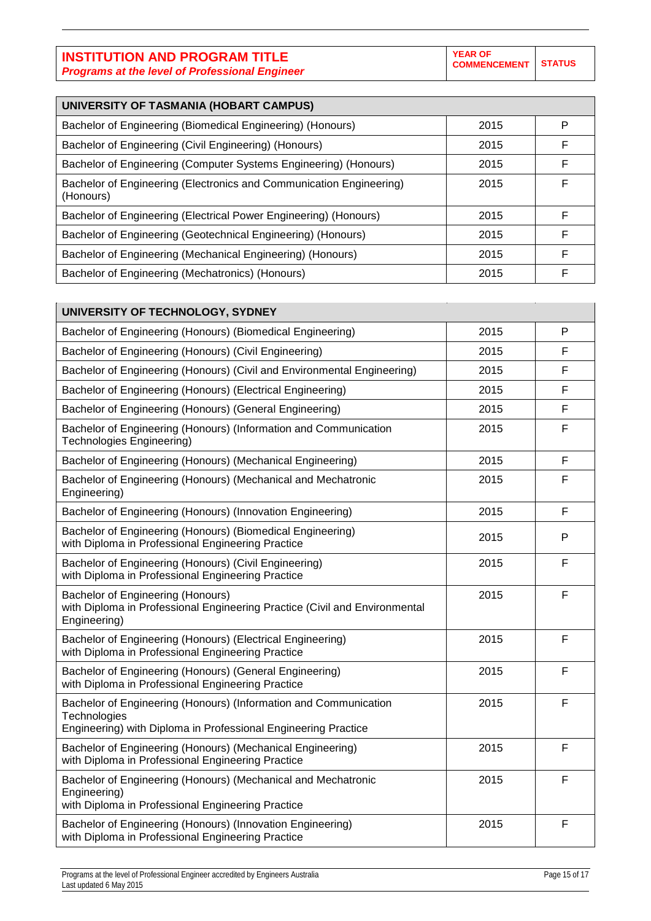| INSTITUTION AND PROGRAM TITLE<br>*Programs at the level of Professional Engineer* | YEAR OF COMMENCEMENT | STATUS |
|---|---|---|

| UNIVERSITY OF TASMANIA (HOBART CAMPUS) | | |
|---|---|---|
| Bachelor of Engineering (Biomedical Engineering) (Honours) | 2015 | P |
| Bachelor of Engineering (Civil Engineering) (Honours) | 2015 | F |
| Bachelor of Engineering (Computer Systems Engineering) (Honours) | 2015 | F |
| Bachelor of Engineering (Electronics and Communication Engineering) (Honours) | 2015 | F |
| Bachelor of Engineering (Electrical Power Engineering) (Honours) | 2015 | F |
| Bachelor of Engineering (Geotechnical Engineering) (Honours) | 2015 | F |
| Bachelor of Engineering (Mechanical Engineering) (Honours) | 2015 | F |
| Bachelor of Engineering (Mechatronics) (Honours) | 2015 | F |

| UNIVERSITY OF TECHNOLOGY, SYDNEY | | |
|---|---|---|
| Bachelor of Engineering (Honours) (Biomedical Engineering) | 2015 | P |
| Bachelor of Engineering (Honours) (Civil Engineering) | 2015 | F |
| Bachelor of Engineering (Honours) (Civil and Environmental Engineering) | 2015 | F |
| Bachelor of Engineering (Honours) (Electrical Engineering) | 2015 | F |
| Bachelor of Engineering (Honours) (General Engineering) | 2015 | F |
| Bachelor of Engineering (Honours) (Information and Communication Technologies Engineering) | 2015 | F |
| Bachelor of Engineering (Honours) (Mechanical Engineering) | 2015 | F |
| Bachelor of Engineering (Honours) (Mechanical and Mechatronic Engineering) | 2015 | F |
| Bachelor of Engineering (Honours) (Innovation Engineering) | 2015 | F |
| Bachelor of Engineering (Honours) (Biomedical Engineering) with Diploma in Professional Engineering Practice | 2015 | P |
| Bachelor of Engineering (Honours) (Civil Engineering) with Diploma in Professional Engineering Practice | 2015 | F |
| Bachelor of Engineering (Honours) with Diploma in Professional Engineering Practice (Civil and Environmental Engineering) | 2015 | F |
| Bachelor of Engineering (Honours) (Electrical Engineering) with Diploma in Professional Engineering Practice | 2015 | F |
| Bachelor of Engineering (Honours) (General Engineering) with Diploma in Professional Engineering Practice | 2015 | F |
| Bachelor of Engineering (Honours) (Information and Communication Technologies Engineering) with Diploma in Professional Engineering Practice | 2015 | F |
| Bachelor of Engineering (Honours) (Mechanical Engineering) with Diploma in Professional Engineering Practice | 2015 | F |
| Bachelor of Engineering (Honours) (Mechanical and Mechatronic Engineering) with Diploma in Professional Engineering Practice | 2015 | F |
| Bachelor of Engineering (Honours) (Innovation Engineering) with Diploma in Professional Engineering Practice | 2015 | F |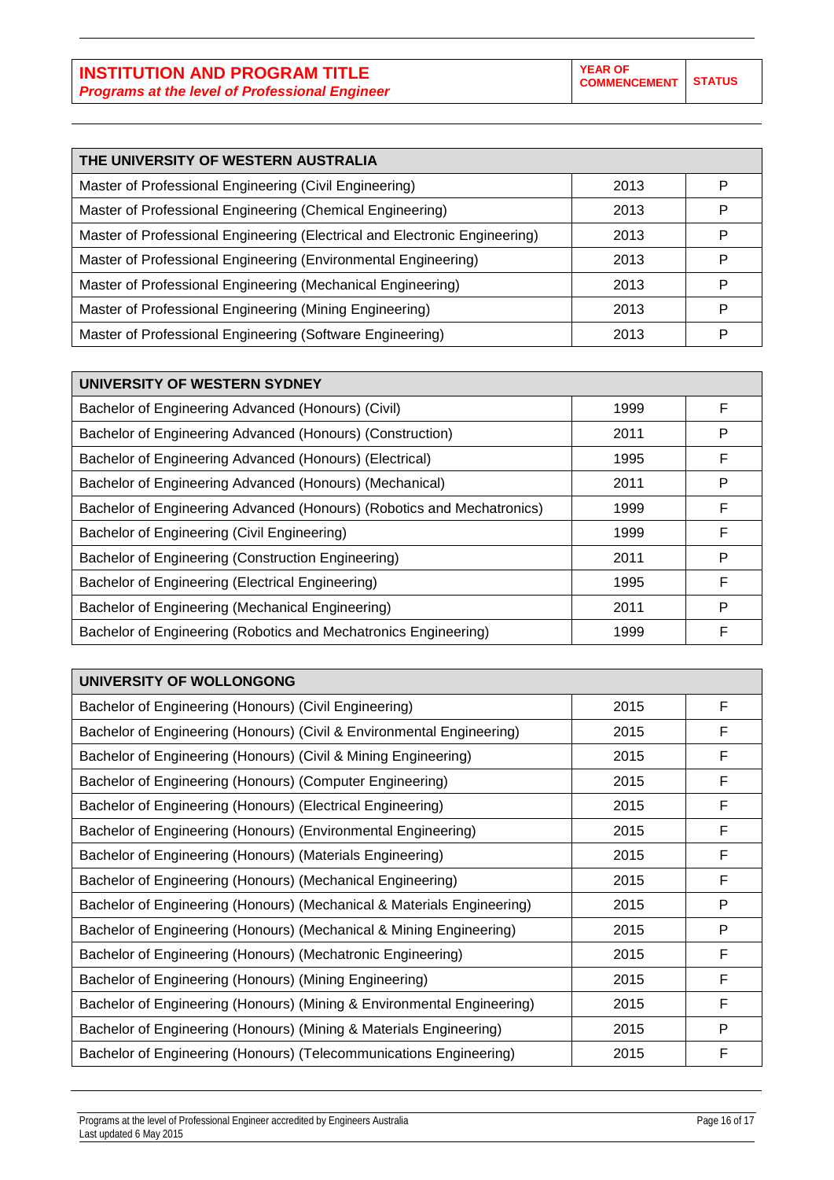| INSTITUTION AND PROGRAM TITLE *Programs at the level of Professional Engineer* | YEAR OF COMMENCEMENT | STATUS |
|---|---|---|

| THE UNIVERSITY OF WESTERN AUSTRALIA | | |
|---|---|---|
| Master of Professional Engineering (Civil Engineering) | 2013 | P |
| Master of Professional Engineering (Chemical Engineering) | 2013 | P |
| Master of Professional Engineering (Electrical and Electronic Engineering) | 2013 | P |
| Master of Professional Engineering (Environmental Engineering) | 2013 | P |
| Master of Professional Engineering (Mechanical Engineering) | 2013 | P |
| Master of Professional Engineering (Mining Engineering) | 2013 | P |
| Master of Professional Engineering (Software Engineering) | 2013 | P |

| UNIVERSITY OF WESTERN SYDNEY | | |
|---|---|---|
| Bachelor of Engineering Advanced (Honours) (Civil) | 1999 | F |
| Bachelor of Engineering Advanced (Honours) (Construction) | 2011 | P |
| Bachelor of Engineering Advanced (Honours) (Electrical) | 1995 | F |
| Bachelor of Engineering Advanced (Honours) (Mechanical) | 2011 | P |
| Bachelor of Engineering Advanced (Honours) (Robotics and Mechatronics) | 1999 | F |
| Bachelor of Engineering (Civil Engineering) | 1999 | F |
| Bachelor of Engineering (Construction Engineering) | 2011 | P |
| Bachelor of Engineering (Electrical Engineering) | 1995 | F |
| Bachelor of Engineering (Mechanical Engineering) | 2011 | P |
| Bachelor of Engineering (Robotics and Mechatronics Engineering) | 1999 | F |

| UNIVERSITY OF WOLLONGONG | | |
|---|---|---|
| Bachelor of Engineering (Honours) (Civil Engineering) | 2015 | F |
| Bachelor of Engineering (Honours) (Civil & Environmental Engineering) | 2015 | F |
| Bachelor of Engineering (Honours) (Civil & Mining Engineering) | 2015 | F |
| Bachelor of Engineering (Honours) (Computer Engineering) | 2015 | F |
| Bachelor of Engineering (Honours) (Electrical Engineering) | 2015 | F |
| Bachelor of Engineering (Honours) (Environmental Engineering) | 2015 | F |
| Bachelor of Engineering (Honours) (Materials Engineering) | 2015 | F |
| Bachelor of Engineering (Honours) (Mechanical Engineering) | 2015 | F |
| Bachelor of Engineering (Honours) (Mechanical & Materials Engineering) | 2015 | P |
| Bachelor of Engineering (Honours) (Mechanical & Mining Engineering) | 2015 | P |
| Bachelor of Engineering (Honours) (Mechatronic Engineering) | 2015 | F |
| Bachelor of Engineering (Honours) (Mining Engineering) | 2015 | F |
| Bachelor of Engineering (Honours) (Mining & Environmental Engineering) | 2015 | F |
| Bachelor of Engineering (Honours) (Mining & Materials Engineering) | 2015 | P |
| Bachelor of Engineering (Honours) (Telecommunications Engineering) | 2015 | F |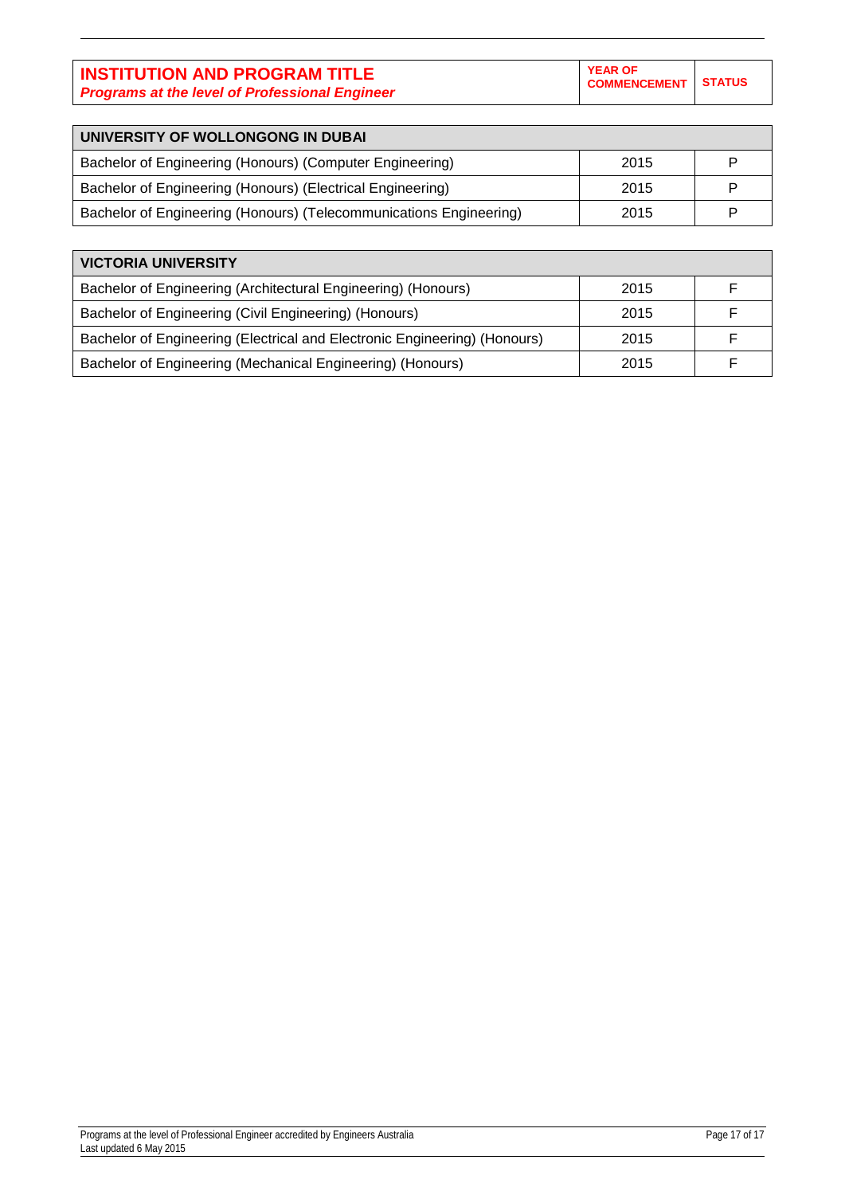| INSTITUTION AND PROGRAM TITLE<br>*Programs at the level of Professional Engineer* | YEAR OF COMMENCEMENT | STATUS |
|---|---|---|
| **UNIVERSITY OF WOLLONGONG IN DUBAI** | | |
| Bachelor of Engineering (Honours) (Computer Engineering) | 2015 | P |
| Bachelor of Engineering (Honours) (Electrical Engineering) | 2015 | P |
| Bachelor of Engineering (Honours) (Telecommunications Engineering) | 2015 | P |
| **VICTORIA UNIVERSITY** | | |
| Bachelor of Engineering (Architectural Engineering) (Honours) | 2015 | F |
| Bachelor of Engineering (Civil Engineering) (Honours) | 2015 | F |
| Bachelor of Engineering (Electrical and Electronic Engineering) (Honours) | 2015 | F |
| Bachelor of Engineering (Mechanical Engineering) (Honours) | 2015 | F |